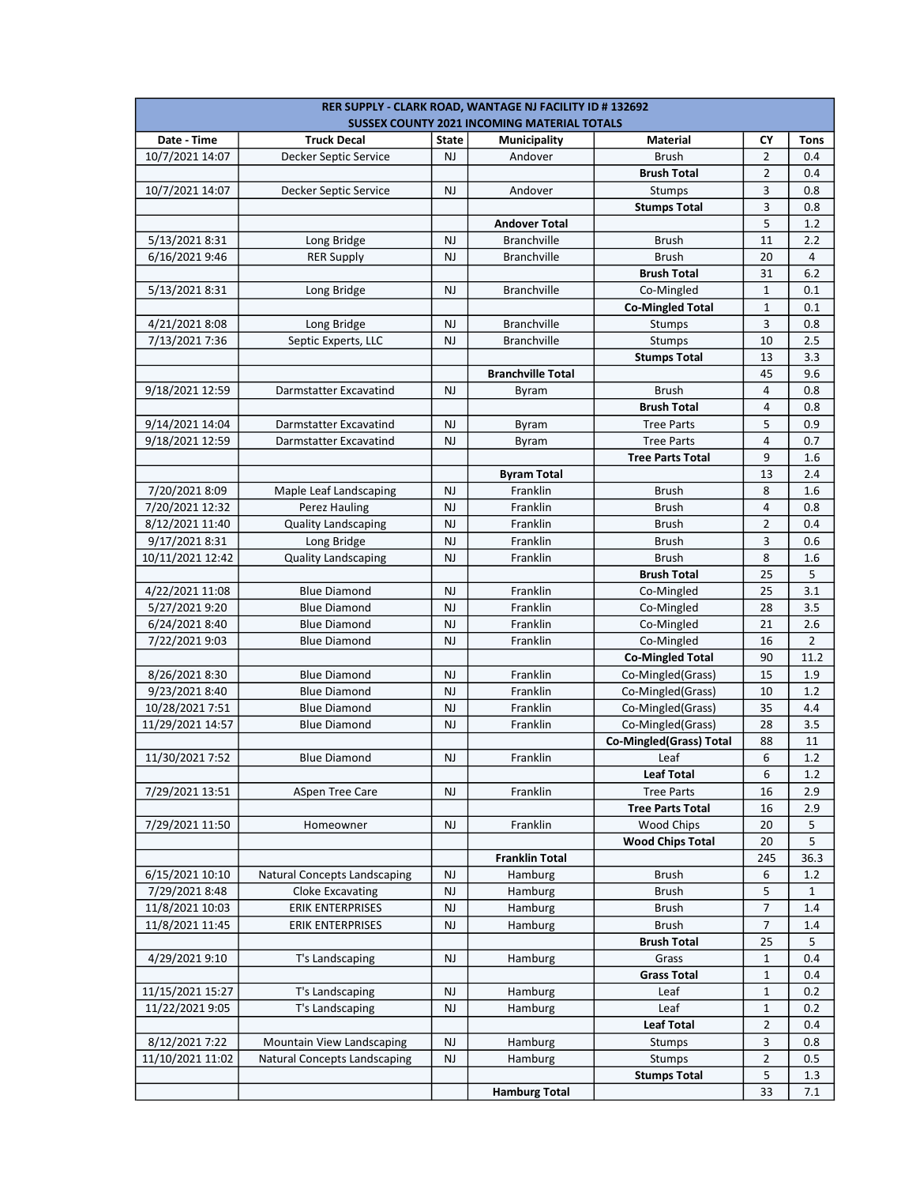| RER SUPPLY - CLARK ROAD, WANTAGE NJ FACILITY ID # 132692<br>SUSSEX COUNTY 2021 INCOMING MATERIAL TOTALS | | | | | | |
|---|---|---|---|---|---|---|
| **Date - Time** | **Truck Decal** | **State** | **Municipality** | **Material** | **CY** | **Tons** |
| 10/7/2021 14:07 | Decker Septic Service | NJ | Andover | Brush | 2 | 0.4 |
| | | | | **Brush Total** | 2 | 0.4 |
| 10/7/2021 14:07 | Decker Septic Service | NJ | Andover | Stumps | 3 | 0.8 |
| | | | | **Stumps Total** | 3 | 0.8 |
| | | | **Andover Total** | | 5 | 1.2 |
| 5/13/2021 8:31 | Long Bridge | NJ | Branchville | Brush | 11 | 2.2 |
| 6/16/2021 9:46 | RER Supply | NJ | Branchville | Brush | 20 | 4 |
| | | | | **Brush Total** | 31 | 6.2 |
| 5/13/2021 8:31 | Long Bridge | NJ | Branchville | Co-Mingled | 1 | 0.1 |
| | | | | **Co-Mingled Total** | 1 | 0.1 |
| 4/21/2021 8:08 | Long Bridge | NJ | Branchville | Stumps | 3 | 0.8 |
| 7/13/2021 7:36 | Septic Experts, LLC | NJ | Branchville | Stumps | 10 | 2.5 |
| | | | | **Stumps Total** | 13 | 3.3 |
| | | | **Branchville Total** | | 45 | 9.6 |
| 9/18/2021 12:59 | Darmstatter Excavatind | NJ | Byram | Brush | 4 | 0.8 |
| | | | | **Brush Total** | 4 | 0.8 |
| 9/14/2021 14:04 | Darmstatter Excavatind | NJ | Byram | Tree Parts | 5 | 0.9 |
| 9/18/2021 12:59 | Darmstatter Excavatind | NJ | Byram | Tree Parts | 4 | 0.7 |
| | | | | **Tree Parts Total** | 9 | 1.6 |
| | | | **Byram Total** | | 13 | 2.4 |
| 7/20/2021 8:09 | Maple Leaf Landscaping | NJ | Franklin | Brush | 8 | 1.6 |
| 7/20/2021 12:32 | Perez Hauling | NJ | Franklin | Brush | 4 | 0.8 |
| 8/12/2021 11:40 | Quality Landscaping | NJ | Franklin | Brush | 2 | 0.4 |
| 9/17/2021 8:31 | Long Bridge | NJ | Franklin | Brush | 3 | 0.6 |
| 10/11/2021 12:42 | Quality Landscaping | NJ | Franklin | Brush | 8 | 1.6 |
| | | | | **Brush Total** | 25 | 5 |
| 4/22/2021 11:08 | Blue Diamond | NJ | Franklin | Co-Mingled | 25 | 3.1 |
| 5/27/2021 9:20 | Blue Diamond | NJ | Franklin | Co-Mingled | 28 | 3.5 |
| 6/24/2021 8:40 | Blue Diamond | NJ | Franklin | Co-Mingled | 21 | 2.6 |
| 7/22/2021 9:03 | Blue Diamond | NJ | Franklin | Co-Mingled | 16 | 2 |
| | | | | **Co-Mingled Total** | 90 | 11.2 |
| 8/26/2021 8:30 | Blue Diamond | NJ | Franklin | Co-Mingled(Grass) | 15 | 1.9 |
| 9/23/2021 8:40 | Blue Diamond | NJ | Franklin | Co-Mingled(Grass) | 10 | 1.2 |
| 10/28/2021 7:51 | Blue Diamond | NJ | Franklin | Co-Mingled(Grass) | 35 | 4.4 |
| 11/29/2021 14:57 | Blue Diamond | NJ | Franklin | Co-Mingled(Grass) | 28 | 3.5 |
| | | | | **Co-Mingled(Grass) Total** | 88 | 11 |
| 11/30/2021 7:52 | Blue Diamond | NJ | Franklin | Leaf | 6 | 1.2 |
| | | | | **Leaf Total** | 6 | 1.2 |
| 7/29/2021 13:51 | ASpen Tree Care | NJ | Franklin | Tree Parts | 16 | 2.9 |
| | | | | **Tree Parts Total** | 16 | 2.9 |
| 7/29/2021 11:50 | Homeowner | NJ | Franklin | Wood Chips | 20 | 5 |
| | | | | **Wood Chips Total** | 20 | 5 |
| | | | **Franklin Total** | | 245 | 36.3 |
| 6/15/2021 10:10 | Natural Concepts Landscaping | NJ | Hamburg | Brush | 6 | 1.2 |
| 7/29/2021 8:48 | Cloke Excavating | NJ | Hamburg | Brush | 5 | 1 |
| 11/8/2021 10:03 | ERIK ENTERPRISES | NJ | Hamburg | Brush | 7 | 1.4 |
| 11/8/2021 11:45 | ERIK ENTERPRISES | NJ | Hamburg | Brush | 7 | 1.4 |
| | | | | **Brush Total** | 25 | 5 |
| 4/29/2021 9:10 | T's Landscaping | NJ | Hamburg | Grass | 1 | 0.4 |
| | | | | **Grass Total** | 1 | 0.4 |
| 11/15/2021 15:27 | T's Landscaping | NJ | Hamburg | Leaf | 1 | 0.2 |
| 11/22/2021 9:05 | T's Landscaping | NJ | Hamburg | Leaf | 1 | 0.2 |
| | | | | **Leaf Total** | 2 | 0.4 |
| 8/12/2021 7:22 | Mountain View Landscaping | NJ | Hamburg | Stumps | 3 | 0.8 |
| 11/10/2021 11:02 | Natural Concepts Landscaping | NJ | Hamburg | Stumps | 2 | 0.5 |
| | | | | **Stumps Total** | 5 | 1.3 |
| | | | **Hamburg Total** | | 33 | 7.1 |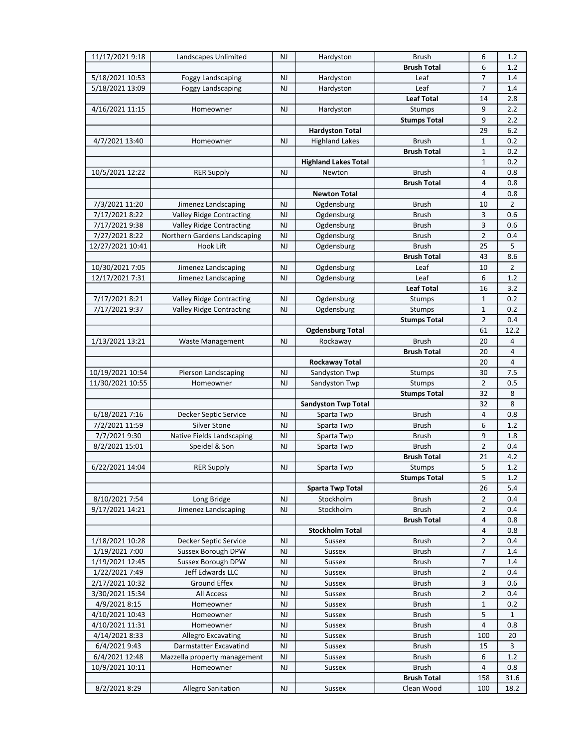| | | | | | | |
|---|---|---|---|---|---|---|
| 11/17/2021 9:18 | Landscapes Unlimited | NJ | Hardyston | Brush | 6 | 1.2 |
| | | | | **Brush Total** | 6 | 1.2 |
| 5/18/2021 10:53 | Foggy Landscaping | NJ | Hardyston | Leaf | 7 | 1.4 |
| 5/18/2021 13:09 | Foggy Landscaping | NJ | Hardyston | Leaf | 7 | 1.4 |
| | | | | **Leaf Total** | 14 | 2.8 |
| 4/16/2021 11:15 | Homeowner | NJ | Hardyston | Stumps | 9 | 2.2 |
| | | | | **Stumps Total** | 9 | 2.2 |
| | | | **Hardyston Total** | | 29 | 6.2 |
| 4/7/2021 13:40 | Homeowner | NJ | Highland Lakes | Brush | 1 | 0.2 |
| | | | | **Brush Total** | 1 | 0.2 |
| | | | **Highland Lakes Total** | | 1 | 0.2 |
| 10/5/2021 12:22 | RER Supply | NJ | Newton | Brush | 4 | 0.8 |
| | | | | **Brush Total** | 4 | 0.8 |
| | | | **Newton Total** | | 4 | 0.8 |
| 7/3/2021 11:20 | Jimenez Landscaping | NJ | Ogdensburg | Brush | 10 | 2 |
| 7/17/2021 8:22 | Valley Ridge Contracting | NJ | Ogdensburg | Brush | 3 | 0.6 |
| 7/17/2021 9:38 | Valley Ridge Contracting | NJ | Ogdensburg | Brush | 3 | 0.6 |
| 7/27/2021 8:22 | Northern Gardens Landscaping | NJ | Ogdensburg | Brush | 2 | 0.4 |
| 12/27/2021 10:41 | Hook Lift | NJ | Ogdensburg | Brush | 25 | 5 |
| | | | | **Brush Total** | 43 | 8.6 |
| 10/30/2021 7:05 | Jimenez Landscaping | NJ | Ogdensburg | Leaf | 10 | 2 |
| 12/17/2021 7:31 | Jimenez Landscaping | NJ | Ogdensburg | Leaf | 6 | 1.2 |
| | | | | **Leaf Total** | 16 | 3.2 |
| 7/17/2021 8:21 | Valley Ridge Contracting | NJ | Ogdensburg | Stumps | 1 | 0.2 |
| 7/17/2021 9:37 | Valley Ridge Contracting | NJ | Ogdensburg | Stumps | 1 | 0.2 |
| | | | | **Stumps Total** | 2 | 0.4 |
| | | | **Ogdensburg Total** | | 61 | 12.2 |
| 1/13/2021 13:21 | Waste Management | NJ | Rockaway | Brush | 20 | 4 |
| | | | | **Brush Total** | 20 | 4 |
| | | | **Rockaway Total** | | 20 | 4 |
| 10/19/2021 10:54 | Pierson Landscaping | NJ | Sandyston Twp | Stumps | 30 | 7.5 |
| 11/30/2021 10:55 | Homeowner | NJ | Sandyston Twp | Stumps | 2 | 0.5 |
| | | | | **Stumps Total** | 32 | 8 |
| | | | **Sandyston Twp Total** | | 32 | 8 |
| 6/18/2021 7:16 | Decker Septic Service | NJ | Sparta Twp | Brush | 4 | 0.8 |
| 7/2/2021 11:59 | Silver Stone | NJ | Sparta Twp | Brush | 6 | 1.2 |
| 7/7/2021 9:30 | Native Fields Landscaping | NJ | Sparta Twp | Brush | 9 | 1.8 |
| 8/2/2021 15:01 | Speidel & Son | NJ | Sparta Twp | Brush | 2 | 0.4 |
| | | | | **Brush Total** | 21 | 4.2 |
| 6/22/2021 14:04 | RER Supply | NJ | Sparta Twp | Stumps | 5 | 1.2 |
| | | | | **Stumps Total** | 5 | 1.2 |
| | | | **Sparta Twp Total** | | 26 | 5.4 |
| 8/10/2021 7:54 | Long Bridge | NJ | Stockholm | Brush | 2 | 0.4 |
| 9/17/2021 14:21 | Jimenez Landscaping | NJ | Stockholm | Brush | 2 | 0.4 |
| | | | | **Brush Total** | 4 | 0.8 |
| | | | **Stockholm Total** | | 4 | 0.8 |
| 1/18/2021 10:28 | Decker Septic Service | NJ | Sussex | Brush | 2 | 0.4 |
| 1/19/2021 7:00 | Sussex Borough DPW | NJ | Sussex | Brush | 7 | 1.4 |
| 1/19/2021 12:45 | Sussex Borough DPW | NJ | Sussex | Brush | 7 | 1.4 |
| 1/22/2021 7:49 | Jeff Edwards LLC | NJ | Sussex | Brush | 2 | 0.4 |
| 2/17/2021 10:32 | Ground Effex | NJ | Sussex | Brush | 3 | 0.6 |
| 3/30/2021 15:34 | All Access | NJ | Sussex | Brush | 2 | 0.4 |
| 4/9/2021 8:15 | Homeowner | NJ | Sussex | Brush | 1 | 0.2 |
| 4/10/2021 10:43 | Homeowner | NJ | Sussex | Brush | 5 | 1 |
| 4/10/2021 11:31 | Homeowner | NJ | Sussex | Brush | 4 | 0.8 |
| 4/14/2021 8:33 | Allegro Excavating | NJ | Sussex | Brush | 100 | 20 |
| 6/4/2021 9:43 | Darmstatter Excavatind | NJ | Sussex | Brush | 15 | 3 |
| 6/4/2021 12:48 | Mazzella property management | NJ | Sussex | Brush | 6 | 1.2 |
| 10/9/2021 10:11 | Homeowner | NJ | Sussex | Brush | 4 | 0.8 |
| | | | | **Brush Total** | 158 | 31.6 |
| 8/2/2021 8:29 | Allegro Sanitation | NJ | Sussex | Clean Wood | 100 | 18.2 |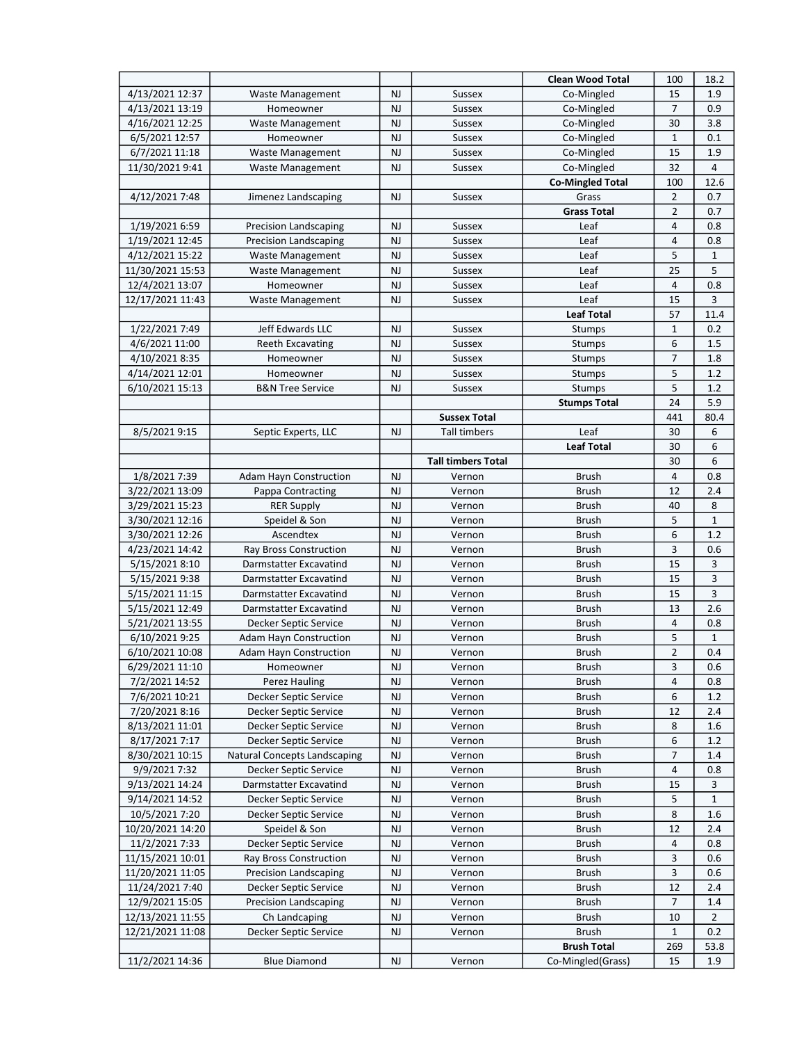| | | | | | | |
|---|---|---|---|---|---|---|
| | | | | **Clean Wood Total** | 100 | 18.2 |
| 4/13/2021 12:37 | Waste Management | NJ | Sussex | Co-Mingled | 15 | 1.9 |
| 4/13/2021 13:19 | Homeowner | NJ | Sussex | Co-Mingled | 7 | 0.9 |
| 4/16/2021 12:25 | Waste Management | NJ | Sussex | Co-Mingled | 30 | 3.8 |
| 6/5/2021 12:57 | Homeowner | NJ | Sussex | Co-Mingled | 1 | 0.1 |
| 6/7/2021 11:18 | Waste Management | NJ | Sussex | Co-Mingled | 15 | 1.9 |
| 11/30/2021 9:41 | Waste Management | NJ | Sussex | Co-Mingled | 32 | 4 |
| | | | | **Co-Mingled Total** | 100 | 12.6 |
| 4/12/2021 7:48 | Jimenez Landscaping | NJ | Sussex | Grass | 2 | 0.7 |
| | | | | **Grass Total** | 2 | 0.7 |
| 1/19/2021 6:59 | Precision Landscaping | NJ | Sussex | Leaf | 4 | 0.8 |
| 1/19/2021 12:45 | Precision Landscaping | NJ | Sussex | Leaf | 4 | 0.8 |
| 4/12/2021 15:22 | Waste Management | NJ | Sussex | Leaf | 5 | 1 |
| 11/30/2021 15:53 | Waste Management | NJ | Sussex | Leaf | 25 | 5 |
| 12/4/2021 13:07 | Homeowner | NJ | Sussex | Leaf | 4 | 0.8 |
| 12/17/2021 11:43 | Waste Management | NJ | Sussex | Leaf | 15 | 3 |
| | | | | **Leaf Total** | 57 | 11.4 |
| 1/22/2021 7:49 | Jeff Edwards LLC | NJ | Sussex | Stumps | 1 | 0.2 |
| 4/6/2021 11:00 | Reeth Excavating | NJ | Sussex | Stumps | 6 | 1.5 |
| 4/10/2021 8:35 | Homeowner | NJ | Sussex | Stumps | 7 | 1.8 |
| 4/14/2021 12:01 | Homeowner | NJ | Sussex | Stumps | 5 | 1.2 |
| 6/10/2021 15:13 | B&N Tree Service | NJ | Sussex | Stumps | 5 | 1.2 |
| | | | | **Stumps Total** | 24 | 5.9 |
| | | | **Sussex Total** | | 441 | 80.4 |
| 8/5/2021 9:15 | Septic Experts, LLC | NJ | Tall timbers | Leaf | 30 | 6 |
| | | | | **Leaf Total** | 30 | 6 |
| | | | **Tall timbers Total** | | 30 | 6 |
| 1/8/2021 7:39 | Adam Hayn Construction | NJ | Vernon | Brush | 4 | 0.8 |
| 3/22/2021 13:09 | Pappa Contracting | NJ | Vernon | Brush | 12 | 2.4 |
| 3/29/2021 15:23 | RER Supply | NJ | Vernon | Brush | 40 | 8 |
| 3/30/2021 12:16 | Speidel & Son | NJ | Vernon | Brush | 5 | 1 |
| 3/30/2021 12:26 | Ascendtex | NJ | Vernon | Brush | 6 | 1.2 |
| 4/23/2021 14:42 | Ray Bross Construction | NJ | Vernon | Brush | 3 | 0.6 |
| 5/15/2021 8:10 | Darmstatter Excavatind | NJ | Vernon | Brush | 15 | 3 |
| 5/15/2021 9:38 | Darmstatter Excavatind | NJ | Vernon | Brush | 15 | 3 |
| 5/15/2021 11:15 | Darmstatter Excavatind | NJ | Vernon | Brush | 15 | 3 |
| 5/15/2021 12:49 | Darmstatter Excavatind | NJ | Vernon | Brush | 13 | 2.6 |
| 5/21/2021 13:55 | Decker Septic Service | NJ | Vernon | Brush | 4 | 0.8 |
| 6/10/2021 9:25 | Adam Hayn Construction | NJ | Vernon | Brush | 5 | 1 |
| 6/10/2021 10:08 | Adam Hayn Construction | NJ | Vernon | Brush | 2 | 0.4 |
| 6/29/2021 11:10 | Homeowner | NJ | Vernon | Brush | 3 | 0.6 |
| 7/2/2021 14:52 | Perez Hauling | NJ | Vernon | Brush | 4 | 0.8 |
| 7/6/2021 10:21 | Decker Septic Service | NJ | Vernon | Brush | 6 | 1.2 |
| 7/20/2021 8:16 | Decker Septic Service | NJ | Vernon | Brush | 12 | 2.4 |
| 8/13/2021 11:01 | Decker Septic Service | NJ | Vernon | Brush | 8 | 1.6 |
| 8/17/2021 7:17 | Decker Septic Service | NJ | Vernon | Brush | 6 | 1.2 |
| 8/30/2021 10:15 | Natural Concepts Landscaping | NJ | Vernon | Brush | 7 | 1.4 |
| 9/9/2021 7:32 | Decker Septic Service | NJ | Vernon | Brush | 4 | 0.8 |
| 9/13/2021 14:24 | Darmstatter Excavatind | NJ | Vernon | Brush | 15 | 3 |
| 9/14/2021 14:52 | Decker Septic Service | NJ | Vernon | Brush | 5 | 1 |
| 10/5/2021 7:20 | Decker Septic Service | NJ | Vernon | Brush | 8 | 1.6 |
| 10/20/2021 14:20 | Speidel & Son | NJ | Vernon | Brush | 12 | 2.4 |
| 11/2/2021 7:33 | Decker Septic Service | NJ | Vernon | Brush | 4 | 0.8 |
| 11/15/2021 10:01 | Ray Bross Construction | NJ | Vernon | Brush | 3 | 0.6 |
| 11/20/2021 11:05 | Precision Landscaping | NJ | Vernon | Brush | 3 | 0.6 |
| 11/24/2021 7:40 | Decker Septic Service | NJ | Vernon | Brush | 12 | 2.4 |
| 12/9/2021 15:05 | Precision Landscaping | NJ | Vernon | Brush | 7 | 1.4 |
| 12/13/2021 11:55 | Ch Landcaping | NJ | Vernon | Brush | 10 | 2 |
| 12/21/2021 11:08 | Decker Septic Service | NJ | Vernon | Brush | 1 | 0.2 |
| | | | | **Brush Total** | 269 | 53.8 |
| 11/2/2021 14:36 | Blue Diamond | NJ | Vernon | Co-Mingled(Grass) | 15 | 1.9 |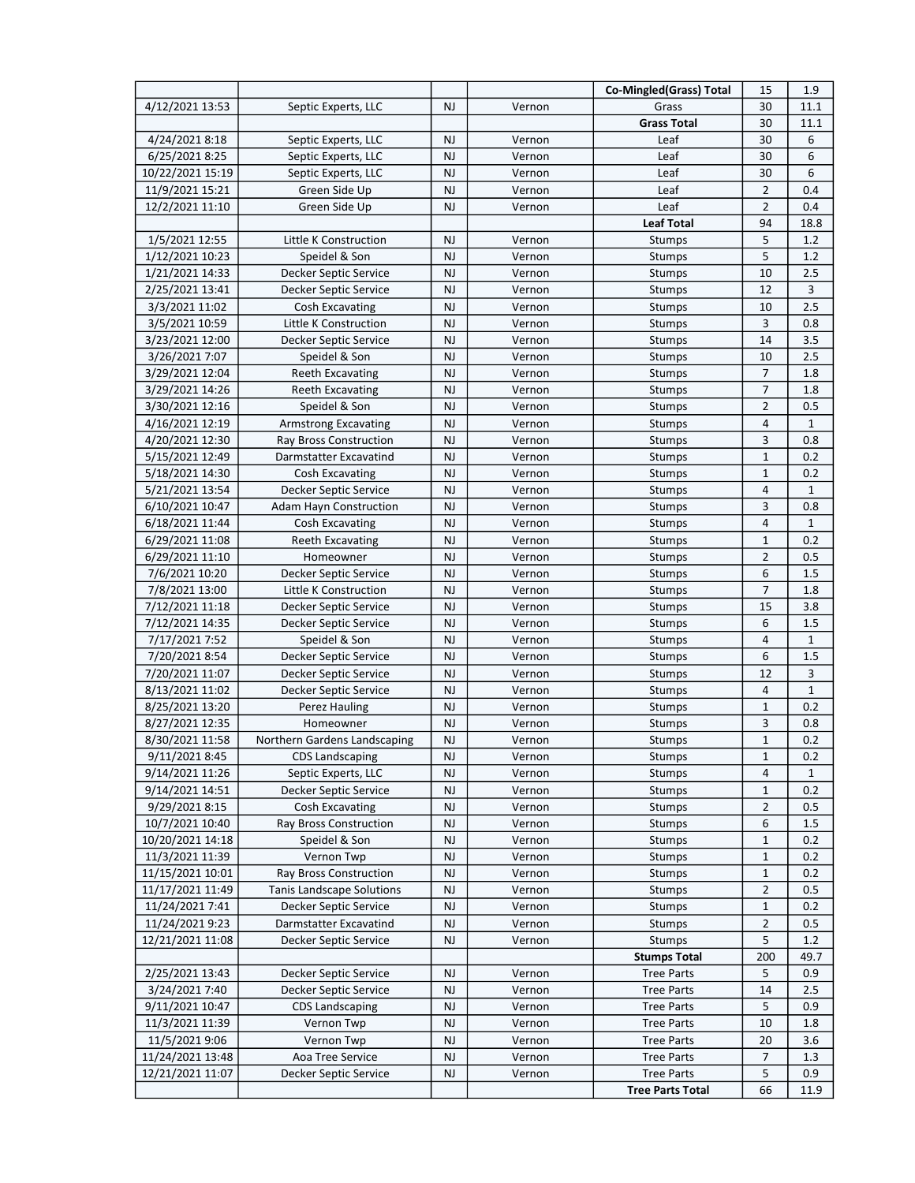| | | | | | | |
|---|---|---|---|---|---|---|
| | | | | **Co-Mingled(Grass) Total** | 15 | 1.9 |
| 4/12/2021 13:53 | Septic Experts, LLC | NJ | Vernon | Grass | 30 | 11.1 |
| | | | | **Grass Total** | 30 | 11.1 |
| 4/24/2021 8:18 | Septic Experts, LLC | NJ | Vernon | Leaf | 30 | 6 |
| 6/25/2021 8:25 | Septic Experts, LLC | NJ | Vernon | Leaf | 30 | 6 |
| 10/22/2021 15:19 | Septic Experts, LLC | NJ | Vernon | Leaf | 30 | 6 |
| 11/9/2021 15:21 | Green Side Up | NJ | Vernon | Leaf | 2 | 0.4 |
| 12/2/2021 11:10 | Green Side Up | NJ | Vernon | Leaf | 2 | 0.4 |
| | | | | **Leaf Total** | 94 | 18.8 |
| 1/5/2021 12:55 | Little K Construction | NJ | Vernon | Stumps | 5 | 1.2 |
| 1/12/2021 10:23 | Speidel & Son | NJ | Vernon | Stumps | 5 | 1.2 |
| 1/21/2021 14:33 | Decker Septic Service | NJ | Vernon | Stumps | 10 | 2.5 |
| 2/25/2021 13:41 | Decker Septic Service | NJ | Vernon | Stumps | 12 | 3 |
| 3/3/2021 11:02 | Cosh Excavating | NJ | Vernon | Stumps | 10 | 2.5 |
| 3/5/2021 10:59 | Little K Construction | NJ | Vernon | Stumps | 3 | 0.8 |
| 3/23/2021 12:00 | Decker Septic Service | NJ | Vernon | Stumps | 14 | 3.5 |
| 3/26/2021 7:07 | Speidel & Son | NJ | Vernon | Stumps | 10 | 2.5 |
| 3/29/2021 12:04 | Reeth Excavating | NJ | Vernon | Stumps | 7 | 1.8 |
| 3/29/2021 14:26 | Reeth Excavating | NJ | Vernon | Stumps | 7 | 1.8 |
| 3/30/2021 12:16 | Speidel & Son | NJ | Vernon | Stumps | 2 | 0.5 |
| 4/16/2021 12:19 | Armstrong Excavating | NJ | Vernon | Stumps | 4 | 1 |
| 4/20/2021 12:30 | Ray Bross Construction | NJ | Vernon | Stumps | 3 | 0.8 |
| 5/15/2021 12:49 | Darmstatter Excavatind | NJ | Vernon | Stumps | 1 | 0.2 |
| 5/18/2021 14:30 | Cosh Excavating | NJ | Vernon | Stumps | 1 | 0.2 |
| 5/21/2021 13:54 | Decker Septic Service | NJ | Vernon | Stumps | 4 | 1 |
| 6/10/2021 10:47 | Adam Hayn Construction | NJ | Vernon | Stumps | 3 | 0.8 |
| 6/18/2021 11:44 | Cosh Excavating | NJ | Vernon | Stumps | 4 | 1 |
| 6/29/2021 11:08 | Reeth Excavating | NJ | Vernon | Stumps | 1 | 0.2 |
| 6/29/2021 11:10 | Homeowner | NJ | Vernon | Stumps | 2 | 0.5 |
| 7/6/2021 10:20 | Decker Septic Service | NJ | Vernon | Stumps | 6 | 1.5 |
| 7/8/2021 13:00 | Little K Construction | NJ | Vernon | Stumps | 7 | 1.8 |
| 7/12/2021 11:18 | Decker Septic Service | NJ | Vernon | Stumps | 15 | 3.8 |
| 7/12/2021 14:35 | Decker Septic Service | NJ | Vernon | Stumps | 6 | 1.5 |
| 7/17/2021 7:52 | Speidel & Son | NJ | Vernon | Stumps | 4 | 1 |
| 7/20/2021 8:54 | Decker Septic Service | NJ | Vernon | Stumps | 6 | 1.5 |
| 7/20/2021 11:07 | Decker Septic Service | NJ | Vernon | Stumps | 12 | 3 |
| 8/13/2021 11:02 | Decker Septic Service | NJ | Vernon | Stumps | 4 | 1 |
| 8/25/2021 13:20 | Perez Hauling | NJ | Vernon | Stumps | 1 | 0.2 |
| 8/27/2021 12:35 | Homeowner | NJ | Vernon | Stumps | 3 | 0.8 |
| 8/30/2021 11:58 | Northern Gardens Landscaping | NJ | Vernon | Stumps | 1 | 0.2 |
| 9/11/2021 8:45 | CDS Landscaping | NJ | Vernon | Stumps | 1 | 0.2 |
| 9/14/2021 11:26 | Septic Experts, LLC | NJ | Vernon | Stumps | 4 | 1 |
| 9/14/2021 14:51 | Decker Septic Service | NJ | Vernon | Stumps | 1 | 0.2 |
| 9/29/2021 8:15 | Cosh Excavating | NJ | Vernon | Stumps | 2 | 0.5 |
| 10/7/2021 10:40 | Ray Bross Construction | NJ | Vernon | Stumps | 6 | 1.5 |
| 10/20/2021 14:18 | Speidel & Son | NJ | Vernon | Stumps | 1 | 0.2 |
| 11/3/2021 11:39 | Vernon Twp | NJ | Vernon | Stumps | 1 | 0.2 |
| 11/15/2021 10:01 | Ray Bross Construction | NJ | Vernon | Stumps | 1 | 0.2 |
| 11/17/2021 11:49 | Tanis Landscape Solutions | NJ | Vernon | Stumps | 2 | 0.5 |
| 11/24/2021 7:41 | Decker Septic Service | NJ | Vernon | Stumps | 1 | 0.2 |
| 11/24/2021 9:23 | Darmstatter Excavatind | NJ | Vernon | Stumps | 2 | 0.5 |
| 12/21/2021 11:08 | Decker Septic Service | NJ | Vernon | Stumps | 5 | 1.2 |
| | | | | **Stumps Total** | 200 | 49.7 |
| 2/25/2021 13:43 | Decker Septic Service | NJ | Vernon | Tree Parts | 5 | 0.9 |
| 3/24/2021 7:40 | Decker Septic Service | NJ | Vernon | Tree Parts | 14 | 2.5 |
| 9/11/2021 10:47 | CDS Landscaping | NJ | Vernon | Tree Parts | 5 | 0.9 |
| 11/3/2021 11:39 | Vernon Twp | NJ | Vernon | Tree Parts | 10 | 1.8 |
| 11/5/2021 9:06 | Vernon Twp | NJ | Vernon | Tree Parts | 20 | 3.6 |
| 11/24/2021 13:48 | Aoa Tree Service | NJ | Vernon | Tree Parts | 7 | 1.3 |
| 12/21/2021 11:07 | Decker Septic Service | NJ | Vernon | Tree Parts | 5 | 0.9 |
| | | | | **Tree Parts Total** | 66 | 11.9 |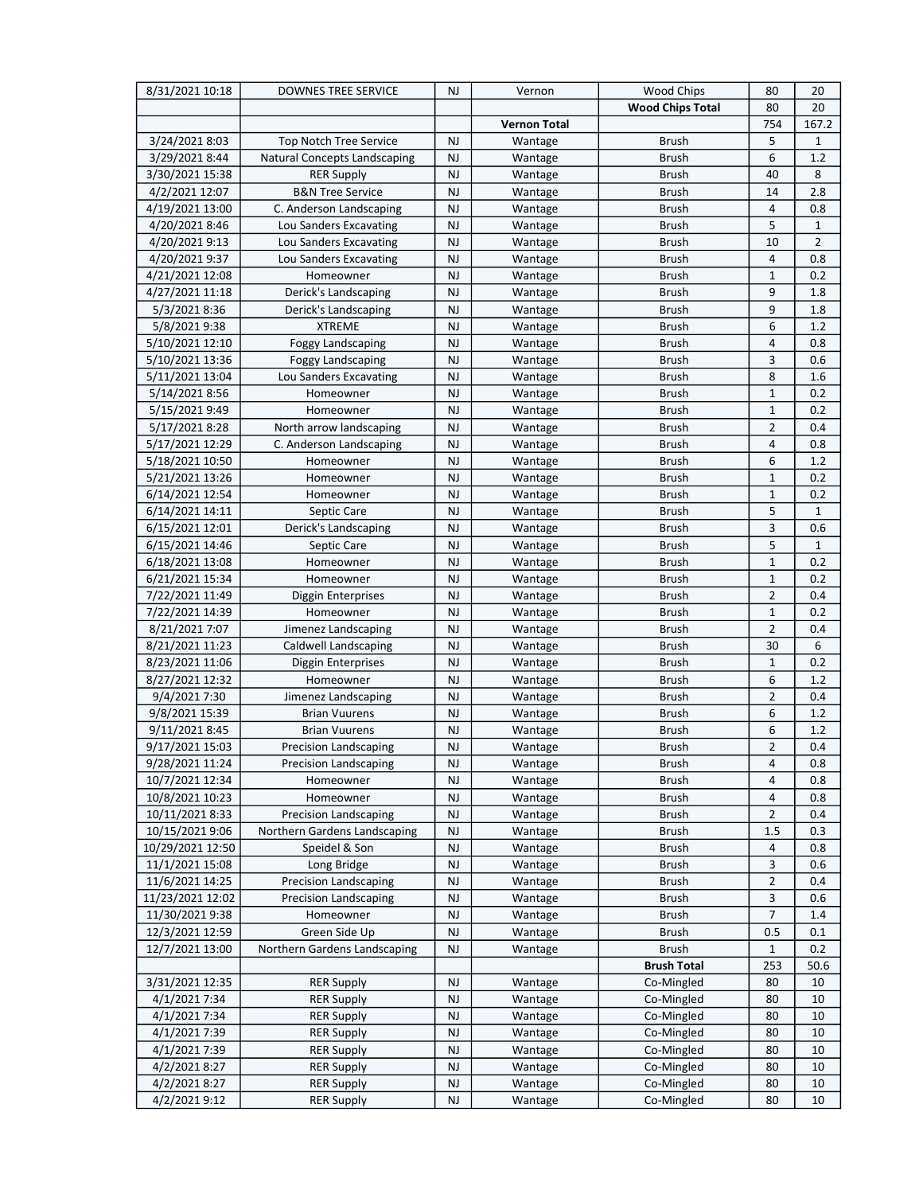| | | | | | | |
|---|---|---|---|---|---|---|
| 8/31/2021 10:18 | DOWNES TREE SERVICE | NJ | Vernon | Wood Chips | 80 | 20 |
| | | | | **Wood Chips Total** | 80 | 20 |
| | | | **Vernon Total** | | 754 | 167.2 |
| 3/24/2021 8:03 | Top Notch Tree Service | NJ | Wantage | Brush | 5 | 1 |
| 3/29/2021 8:44 | Natural Concepts Landscaping | NJ | Wantage | Brush | 6 | 1.2 |
| 3/30/2021 15:38 | RER Supply | NJ | Wantage | Brush | 40 | 8 |
| 4/2/2021 12:07 | B&N Tree Service | NJ | Wantage | Brush | 14 | 2.8 |
| 4/19/2021 13:00 | C. Anderson Landscaping | NJ | Wantage | Brush | 4 | 0.8 |
| 4/20/2021 8:46 | Lou Sanders Excavating | NJ | Wantage | Brush | 5 | 1 |
| 4/20/2021 9:13 | Lou Sanders Excavating | NJ | Wantage | Brush | 10 | 2 |
| 4/20/2021 9:37 | Lou Sanders Excavating | NJ | Wantage | Brush | 4 | 0.8 |
| 4/21/2021 12:08 | Homeowner | NJ | Wantage | Brush | 1 | 0.2 |
| 4/27/2021 11:18 | Derick's Landscaping | NJ | Wantage | Brush | 9 | 1.8 |
| 5/3/2021 8:36 | Derick's Landscaping | NJ | Wantage | Brush | 9 | 1.8 |
| 5/8/2021 9:38 | XTREME | NJ | Wantage | Brush | 6 | 1.2 |
| 5/10/2021 12:10 | Foggy Landscaping | NJ | Wantage | Brush | 4 | 0.8 |
| 5/10/2021 13:36 | Foggy Landscaping | NJ | Wantage | Brush | 3 | 0.6 |
| 5/11/2021 13:04 | Lou Sanders Excavating | NJ | Wantage | Brush | 8 | 1.6 |
| 5/14/2021 8:56 | Homeowner | NJ | Wantage | Brush | 1 | 0.2 |
| 5/15/2021 9:49 | Homeowner | NJ | Wantage | Brush | 1 | 0.2 |
| 5/17/2021 8:28 | North arrow landscaping | NJ | Wantage | Brush | 2 | 0.4 |
| 5/17/2021 12:29 | C. Anderson Landscaping | NJ | Wantage | Brush | 4 | 0.8 |
| 5/18/2021 10:50 | Homeowner | NJ | Wantage | Brush | 6 | 1.2 |
| 5/21/2021 13:26 | Homeowner | NJ | Wantage | Brush | 1 | 0.2 |
| 6/14/2021 12:54 | Homeowner | NJ | Wantage | Brush | 1 | 0.2 |
| 6/14/2021 14:11 | Septic Care | NJ | Wantage | Brush | 5 | 1 |
| 6/15/2021 12:01 | Derick's Landscaping | NJ | Wantage | Brush | 3 | 0.6 |
| 6/15/2021 14:46 | Septic Care | NJ | Wantage | Brush | 5 | 1 |
| 6/18/2021 13:08 | Homeowner | NJ | Wantage | Brush | 1 | 0.2 |
| 6/21/2021 15:34 | Homeowner | NJ | Wantage | Brush | 1 | 0.2 |
| 7/22/2021 11:49 | Diggin Enterprises | NJ | Wantage | Brush | 2 | 0.4 |
| 7/22/2021 14:39 | Homeowner | NJ | Wantage | Brush | 1 | 0.2 |
| 8/21/2021 7:07 | Jimenez Landscaping | NJ | Wantage | Brush | 2 | 0.4 |
| 8/21/2021 11:23 | Caldwell Landscaping | NJ | Wantage | Brush | 30 | 6 |
| 8/23/2021 11:06 | Diggin Enterprises | NJ | Wantage | Brush | 1 | 0.2 |
| 8/27/2021 12:32 | Homeowner | NJ | Wantage | Brush | 6 | 1.2 |
| 9/4/2021 7:30 | Jimenez Landscaping | NJ | Wantage | Brush | 2 | 0.4 |
| 9/8/2021 15:39 | Brian Vuurens | NJ | Wantage | Brush | 6 | 1.2 |
| 9/11/2021 8:45 | Brian Vuurens | NJ | Wantage | Brush | 6 | 1.2 |
| 9/17/2021 15:03 | Precision Landscaping | NJ | Wantage | Brush | 2 | 0.4 |
| 9/28/2021 11:24 | Precision Landscaping | NJ | Wantage | Brush | 4 | 0.8 |
| 10/7/2021 12:34 | Homeowner | NJ | Wantage | Brush | 4 | 0.8 |
| 10/8/2021 10:23 | Homeowner | NJ | Wantage | Brush | 4 | 0.8 |
| 10/11/2021 8:33 | Precision Landscaping | NJ | Wantage | Brush | 2 | 0.4 |
| 10/15/2021 9:06 | Northern Gardens Landscaping | NJ | Wantage | Brush | 1.5 | 0.3 |
| 10/29/2021 12:50 | Speidel & Son | NJ | Wantage | Brush | 4 | 0.8 |
| 11/1/2021 15:08 | Long Bridge | NJ | Wantage | Brush | 3 | 0.6 |
| 11/6/2021 14:25 | Precision Landscaping | NJ | Wantage | Brush | 2 | 0.4 |
| 11/23/2021 12:02 | Precision Landscaping | NJ | Wantage | Brush | 3 | 0.6 |
| 11/30/2021 9:38 | Homeowner | NJ | Wantage | Brush | 7 | 1.4 |
| 12/3/2021 12:59 | Green Side Up | NJ | Wantage | Brush | 0.5 | 0.1 |
| 12/7/2021 13:00 | Northern Gardens Landscaping | NJ | Wantage | Brush | 1 | 0.2 |
| | | | | **Brush Total** | 253 | 50.6 |
| 3/31/2021 12:35 | RER Supply | NJ | Wantage | Co-Mingled | 80 | 10 |
| 4/1/2021 7:34 | RER Supply | NJ | Wantage | Co-Mingled | 80 | 10 |
| 4/1/2021 7:34 | RER Supply | NJ | Wantage | Co-Mingled | 80 | 10 |
| 4/1/2021 7:39 | RER Supply | NJ | Wantage | Co-Mingled | 80 | 10 |
| 4/1/2021 7:39 | RER Supply | NJ | Wantage | Co-Mingled | 80 | 10 |
| 4/2/2021 8:27 | RER Supply | NJ | Wantage | Co-Mingled | 80 | 10 |
| 4/2/2021 8:27 | RER Supply | NJ | Wantage | Co-Mingled | 80 | 10 |
| 4/2/2021 9:12 | RER Supply | NJ | Wantage | Co-Mingled | 80 | 10 |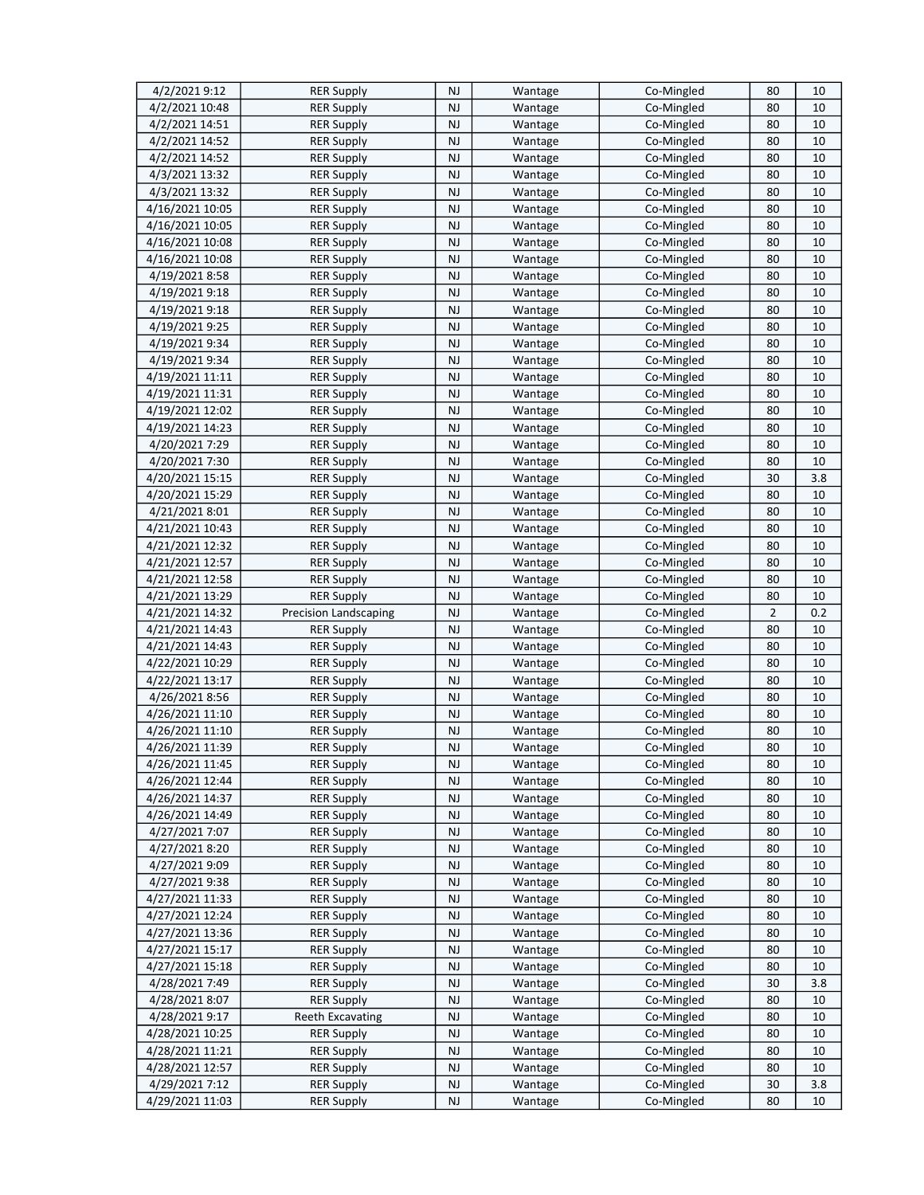| | | | | | | |
|---|---|---|---|---|---|---|
| 4/2/2021 9:12 | RER Supply | NJ | Wantage | Co-Mingled | 80 | 10 |
| 4/2/2021 10:48 | RER Supply | NJ | Wantage | Co-Mingled | 80 | 10 |
| 4/2/2021 14:51 | RER Supply | NJ | Wantage | Co-Mingled | 80 | 10 |
| 4/2/2021 14:52 | RER Supply | NJ | Wantage | Co-Mingled | 80 | 10 |
| 4/2/2021 14:52 | RER Supply | NJ | Wantage | Co-Mingled | 80 | 10 |
| 4/3/2021 13:32 | RER Supply | NJ | Wantage | Co-Mingled | 80 | 10 |
| 4/3/2021 13:32 | RER Supply | NJ | Wantage | Co-Mingled | 80 | 10 |
| 4/16/2021 10:05 | RER Supply | NJ | Wantage | Co-Mingled | 80 | 10 |
| 4/16/2021 10:05 | RER Supply | NJ | Wantage | Co-Mingled | 80 | 10 |
| 4/16/2021 10:08 | RER Supply | NJ | Wantage | Co-Mingled | 80 | 10 |
| 4/16/2021 10:08 | RER Supply | NJ | Wantage | Co-Mingled | 80 | 10 |
| 4/19/2021 8:58 | RER Supply | NJ | Wantage | Co-Mingled | 80 | 10 |
| 4/19/2021 9:18 | RER Supply | NJ | Wantage | Co-Mingled | 80 | 10 |
| 4/19/2021 9:18 | RER Supply | NJ | Wantage | Co-Mingled | 80 | 10 |
| 4/19/2021 9:25 | RER Supply | NJ | Wantage | Co-Mingled | 80 | 10 |
| 4/19/2021 9:34 | RER Supply | NJ | Wantage | Co-Mingled | 80 | 10 |
| 4/19/2021 9:34 | RER Supply | NJ | Wantage | Co-Mingled | 80 | 10 |
| 4/19/2021 11:11 | RER Supply | NJ | Wantage | Co-Mingled | 80 | 10 |
| 4/19/2021 11:31 | RER Supply | NJ | Wantage | Co-Mingled | 80 | 10 |
| 4/19/2021 12:02 | RER Supply | NJ | Wantage | Co-Mingled | 80 | 10 |
| 4/19/2021 14:23 | RER Supply | NJ | Wantage | Co-Mingled | 80 | 10 |
| 4/20/2021 7:29 | RER Supply | NJ | Wantage | Co-Mingled | 80 | 10 |
| 4/20/2021 7:30 | RER Supply | NJ | Wantage | Co-Mingled | 80 | 10 |
| 4/20/2021 15:15 | RER Supply | NJ | Wantage | Co-Mingled | 30 | 3.8 |
| 4/20/2021 15:29 | RER Supply | NJ | Wantage | Co-Mingled | 80 | 10 |
| 4/21/2021 8:01 | RER Supply | NJ | Wantage | Co-Mingled | 80 | 10 |
| 4/21/2021 10:43 | RER Supply | NJ | Wantage | Co-Mingled | 80 | 10 |
| 4/21/2021 12:32 | RER Supply | NJ | Wantage | Co-Mingled | 80 | 10 |
| 4/21/2021 12:57 | RER Supply | NJ | Wantage | Co-Mingled | 80 | 10 |
| 4/21/2021 12:58 | RER Supply | NJ | Wantage | Co-Mingled | 80 | 10 |
| 4/21/2021 13:29 | RER Supply | NJ | Wantage | Co-Mingled | 80 | 10 |
| 4/21/2021 14:32 | Precision Landscaping | NJ | Wantage | Co-Mingled | 2 | 0.2 |
| 4/21/2021 14:43 | RER Supply | NJ | Wantage | Co-Mingled | 80 | 10 |
| 4/21/2021 14:43 | RER Supply | NJ | Wantage | Co-Mingled | 80 | 10 |
| 4/22/2021 10:29 | RER Supply | NJ | Wantage | Co-Mingled | 80 | 10 |
| 4/22/2021 13:17 | RER Supply | NJ | Wantage | Co-Mingled | 80 | 10 |
| 4/26/2021 8:56 | RER Supply | NJ | Wantage | Co-Mingled | 80 | 10 |
| 4/26/2021 11:10 | RER Supply | NJ | Wantage | Co-Mingled | 80 | 10 |
| 4/26/2021 11:10 | RER Supply | NJ | Wantage | Co-Mingled | 80 | 10 |
| 4/26/2021 11:39 | RER Supply | NJ | Wantage | Co-Mingled | 80 | 10 |
| 4/26/2021 11:45 | RER Supply | NJ | Wantage | Co-Mingled | 80 | 10 |
| 4/26/2021 12:44 | RER Supply | NJ | Wantage | Co-Mingled | 80 | 10 |
| 4/26/2021 14:37 | RER Supply | NJ | Wantage | Co-Mingled | 80 | 10 |
| 4/26/2021 14:49 | RER Supply | NJ | Wantage | Co-Mingled | 80 | 10 |
| 4/27/2021 7:07 | RER Supply | NJ | Wantage | Co-Mingled | 80 | 10 |
| 4/27/2021 8:20 | RER Supply | NJ | Wantage | Co-Mingled | 80 | 10 |
| 4/27/2021 9:09 | RER Supply | NJ | Wantage | Co-Mingled | 80 | 10 |
| 4/27/2021 9:38 | RER Supply | NJ | Wantage | Co-Mingled | 80 | 10 |
| 4/27/2021 11:33 | RER Supply | NJ | Wantage | Co-Mingled | 80 | 10 |
| 4/27/2021 12:24 | RER Supply | NJ | Wantage | Co-Mingled | 80 | 10 |
| 4/27/2021 13:36 | RER Supply | NJ | Wantage | Co-Mingled | 80 | 10 |
| 4/27/2021 15:17 | RER Supply | NJ | Wantage | Co-Mingled | 80 | 10 |
| 4/27/2021 15:18 | RER Supply | NJ | Wantage | Co-Mingled | 80 | 10 |
| 4/28/2021 7:49 | RER Supply | NJ | Wantage | Co-Mingled | 30 | 3.8 |
| 4/28/2021 8:07 | RER Supply | NJ | Wantage | Co-Mingled | 80 | 10 |
| 4/28/2021 9:17 | Reeth Excavating | NJ | Wantage | Co-Mingled | 80 | 10 |
| 4/28/2021 10:25 | RER Supply | NJ | Wantage | Co-Mingled | 80 | 10 |
| 4/28/2021 11:21 | RER Supply | NJ | Wantage | Co-Mingled | 80 | 10 |
| 4/28/2021 12:57 | RER Supply | NJ | Wantage | Co-Mingled | 80 | 10 |
| 4/29/2021 7:12 | RER Supply | NJ | Wantage | Co-Mingled | 30 | 3.8 |
| 4/29/2021 11:03 | RER Supply | NJ | Wantage | Co-Mingled | 80 | 10 |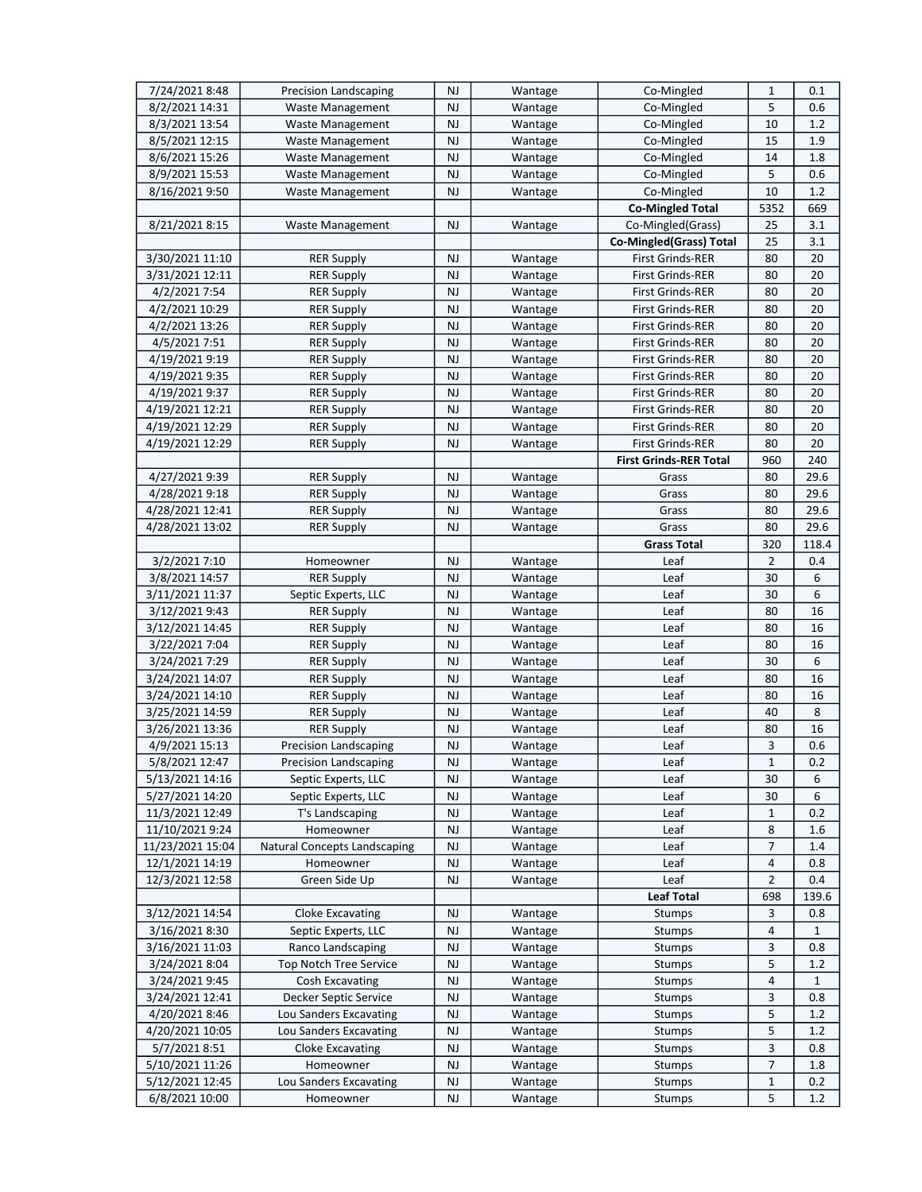| | | | | | | |
|---|---|---|---|---|---|---|
| 7/24/2021 8:48 | Precision Landscaping | NJ | Wantage | Co-Mingled | 1 | 0.1 |
| 8/2/2021 14:31 | Waste Management | NJ | Wantage | Co-Mingled | 5 | 0.6 |
| 8/3/2021 13:54 | Waste Management | NJ | Wantage | Co-Mingled | 10 | 1.2 |
| 8/5/2021 12:15 | Waste Management | NJ | Wantage | Co-Mingled | 15 | 1.9 |
| 8/6/2021 15:26 | Waste Management | NJ | Wantage | Co-Mingled | 14 | 1.8 |
| 8/9/2021 15:53 | Waste Management | NJ | Wantage | Co-Mingled | 5 | 0.6 |
| 8/16/2021 9:50 | Waste Management | NJ | Wantage | Co-Mingled | 10 | 1.2 |
| | | | | **Co-Mingled Total** | 5352 | 669 |
| 8/21/2021 8:15 | Waste Management | NJ | Wantage | Co-Mingled(Grass) | 25 | 3.1 |
| | | | | **Co-Mingled(Grass) Total** | 25 | 3.1 |
| 3/30/2021 11:10 | RER Supply | NJ | Wantage | First Grinds-RER | 80 | 20 |
| 3/31/2021 12:11 | RER Supply | NJ | Wantage | First Grinds-RER | 80 | 20 |
| 4/2/2021 7:54 | RER Supply | NJ | Wantage | First Grinds-RER | 80 | 20 |
| 4/2/2021 10:29 | RER Supply | NJ | Wantage | First Grinds-RER | 80 | 20 |
| 4/2/2021 13:26 | RER Supply | NJ | Wantage | First Grinds-RER | 80 | 20 |
| 4/5/2021 7:51 | RER Supply | NJ | Wantage | First Grinds-RER | 80 | 20 |
| 4/19/2021 9:19 | RER Supply | NJ | Wantage | First Grinds-RER | 80 | 20 |
| 4/19/2021 9:35 | RER Supply | NJ | Wantage | First Grinds-RER | 80 | 20 |
| 4/19/2021 9:37 | RER Supply | NJ | Wantage | First Grinds-RER | 80 | 20 |
| 4/19/2021 12:21 | RER Supply | NJ | Wantage | First Grinds-RER | 80 | 20 |
| 4/19/2021 12:29 | RER Supply | NJ | Wantage | First Grinds-RER | 80 | 20 |
| 4/19/2021 12:29 | RER Supply | NJ | Wantage | First Grinds-RER | 80 | 20 |
| | | | | **First Grinds-RER Total** | 960 | 240 |
| 4/27/2021 9:39 | RER Supply | NJ | Wantage | Grass | 80 | 29.6 |
| 4/28/2021 9:18 | RER Supply | NJ | Wantage | Grass | 80 | 29.6 |
| 4/28/2021 12:41 | RER Supply | NJ | Wantage | Grass | 80 | 29.6 |
| 4/28/2021 13:02 | RER Supply | NJ | Wantage | Grass | 80 | 29.6 |
| | | | | **Grass Total** | 320 | 118.4 |
| 3/2/2021 7:10 | Homeowner | NJ | Wantage | Leaf | 2 | 0.4 |
| 3/8/2021 14:57 | RER Supply | NJ | Wantage | Leaf | 30 | 6 |
| 3/11/2021 11:37 | Septic Experts, LLC | NJ | Wantage | Leaf | 30 | 6 |
| 3/12/2021 9:43 | RER Supply | NJ | Wantage | Leaf | 80 | 16 |
| 3/12/2021 14:45 | RER Supply | NJ | Wantage | Leaf | 80 | 16 |
| 3/22/2021 7:04 | RER Supply | NJ | Wantage | Leaf | 80 | 16 |
| 3/24/2021 7:29 | RER Supply | NJ | Wantage | Leaf | 30 | 6 |
| 3/24/2021 14:07 | RER Supply | NJ | Wantage | Leaf | 80 | 16 |
| 3/24/2021 14:10 | RER Supply | NJ | Wantage | Leaf | 80 | 16 |
| 3/25/2021 14:59 | RER Supply | NJ | Wantage | Leaf | 40 | 8 |
| 3/26/2021 13:36 | RER Supply | NJ | Wantage | Leaf | 80 | 16 |
| 4/9/2021 15:13 | Precision Landscaping | NJ | Wantage | Leaf | 3 | 0.6 |
| 5/8/2021 12:47 | Precision Landscaping | NJ | Wantage | Leaf | 1 | 0.2 |
| 5/13/2021 14:16 | Septic Experts, LLC | NJ | Wantage | Leaf | 30 | 6 |
| 5/27/2021 14:20 | Septic Experts, LLC | NJ | Wantage | Leaf | 30 | 6 |
| 11/3/2021 12:49 | T's Landscaping | NJ | Wantage | Leaf | 1 | 0.2 |
| 11/10/2021 9:24 | Homeowner | NJ | Wantage | Leaf | 8 | 1.6 |
| 11/23/2021 15:04 | Natural Concepts Landscaping | NJ | Wantage | Leaf | 7 | 1.4 |
| 12/1/2021 14:19 | Homeowner | NJ | Wantage | Leaf | 4 | 0.8 |
| 12/3/2021 12:58 | Green Side Up | NJ | Wantage | Leaf | 2 | 0.4 |
| | | | | **Leaf Total** | 698 | 139.6 |
| 3/12/2021 14:54 | Cloke Excavating | NJ | Wantage | Stumps | 3 | 0.8 |
| 3/16/2021 8:30 | Septic Experts, LLC | NJ | Wantage | Stumps | 4 | 1 |
| 3/16/2021 11:03 | Ranco Landscaping | NJ | Wantage | Stumps | 3 | 0.8 |
| 3/24/2021 8:04 | Top Notch Tree Service | NJ | Wantage | Stumps | 5 | 1.2 |
| 3/24/2021 9:45 | Cosh Excavating | NJ | Wantage | Stumps | 4 | 1 |
| 3/24/2021 12:41 | Decker Septic Service | NJ | Wantage | Stumps | 3 | 0.8 |
| 4/20/2021 8:46 | Lou Sanders Excavating | NJ | Wantage | Stumps | 5 | 1.2 |
| 4/20/2021 10:05 | Lou Sanders Excavating | NJ | Wantage | Stumps | 5 | 1.2 |
| 5/7/2021 8:51 | Cloke Excavating | NJ | Wantage | Stumps | 3 | 0.8 |
| 5/10/2021 11:26 | Homeowner | NJ | Wantage | Stumps | 7 | 1.8 |
| 5/12/2021 12:45 | Lou Sanders Excavating | NJ | Wantage | Stumps | 1 | 0.2 |
| 6/8/2021 10:00 | Homeowner | NJ | Wantage | Stumps | 5 | 1.2 |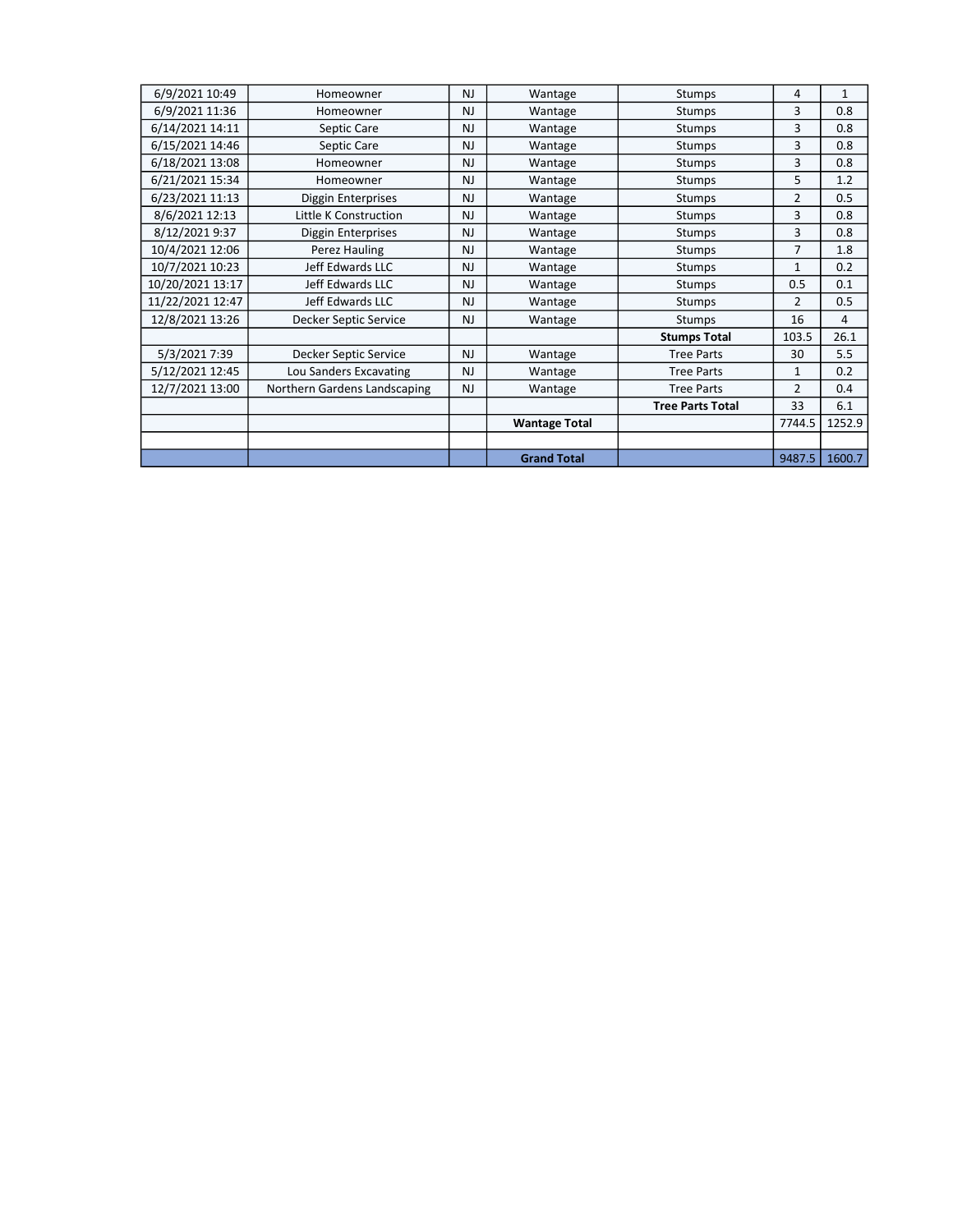| | | | | | | |
|---|---|---|---|---|---|---|
| 6/9/2021 10:49 | Homeowner | NJ | Wantage | Stumps | 4 | 1 |
| 6/9/2021 11:36 | Homeowner | NJ | Wantage | Stumps | 3 | 0.8 |
| 6/14/2021 14:11 | Septic Care | NJ | Wantage | Stumps | 3 | 0.8 |
| 6/15/2021 14:46 | Septic Care | NJ | Wantage | Stumps | 3 | 0.8 |
| 6/18/2021 13:08 | Homeowner | NJ | Wantage | Stumps | 3 | 0.8 |
| 6/21/2021 15:34 | Homeowner | NJ | Wantage | Stumps | 5 | 1.2 |
| 6/23/2021 11:13 | Diggin Enterprises | NJ | Wantage | Stumps | 2 | 0.5 |
| 8/6/2021 12:13 | Little K Construction | NJ | Wantage | Stumps | 3 | 0.8 |
| 8/12/2021 9:37 | Diggin Enterprises | NJ | Wantage | Stumps | 3 | 0.8 |
| 10/4/2021 12:06 | Perez Hauling | NJ | Wantage | Stumps | 7 | 1.8 |
| 10/7/2021 10:23 | Jeff Edwards LLC | NJ | Wantage | Stumps | 1 | 0.2 |
| 10/20/2021 13:17 | Jeff Edwards LLC | NJ | Wantage | Stumps | 0.5 | 0.1 |
| 11/22/2021 12:47 | Jeff Edwards LLC | NJ | Wantage | Stumps | 2 | 0.5 |
| 12/8/2021 13:26 | Decker Septic Service | NJ | Wantage | Stumps | 16 | 4 |
| | | | | **Stumps Total** | 103.5 | 26.1 |
| 5/3/2021 7:39 | Decker Septic Service | NJ | Wantage | Tree Parts | 30 | 5.5 |
| 5/12/2021 12:45 | Lou Sanders Excavating | NJ | Wantage | Tree Parts | 1 | 0.2 |
| 12/7/2021 13:00 | Northern Gardens Landscaping | NJ | Wantage | Tree Parts | 2 | 0.4 |
| | | | | **Tree Parts Total** | 33 | 6.1 |
| | | | **Wantage Total** | | 7744.5 | 1252.9 |
| | | | | | | |
| | | | **Grand Total** | | 9487.5 | 1600.7 |